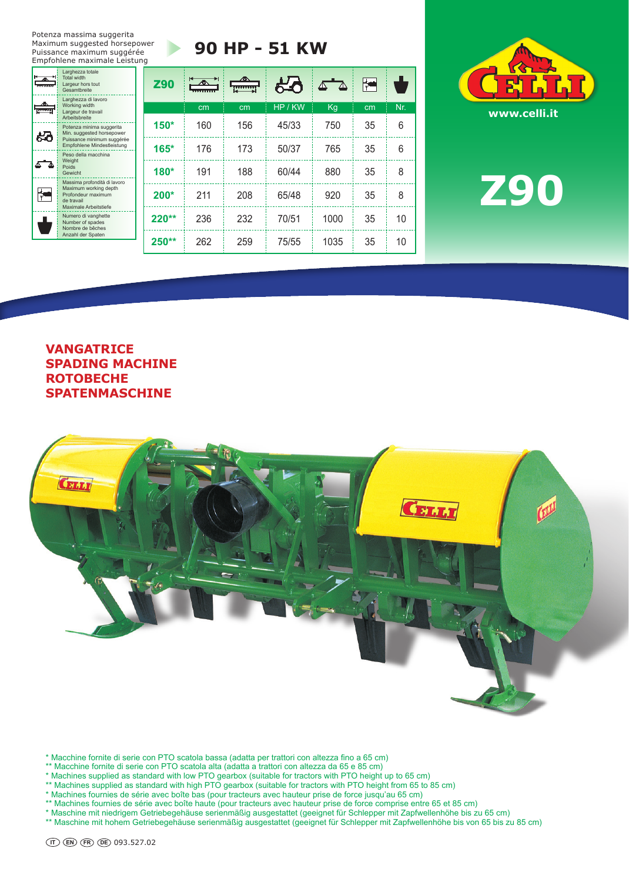Potenza massima suggerita
Maximum suggested horsepower
Puissance maximum suggérée
Empfohlene maximale Leistung

# 90 HP - 51 KW

| Icon | Legend |
|---|---|
| | Larghezza totale / Total width / Largeur hors tout / Gesamtbreite |
| | Larghezza di lavoro / Working width / Largeur de travail / Arbeitsbreite |
| | Potenza minima suggerita / Min. suggested horsepower / Puissance minimum suggérée / Empfohlene Mindestleistung |
| | Peso della macchina / Weight / Poids / Gewicht |
| | Massima profondità di lavoro / Maximum working depth / Profondeur maximum de travail / Maximale Arbeitstiefe |
| | Numero di vanghette / Number of spades / Nombre de bêches / Anzahl der Spaten |

| Z90 | cm | cm | HP / KW | Kg | cm | Nr. |
|---|---|---|---|---|---|---|
| 150* | 160 | 156 | 45/33 | 750 | 35 | 6 |
| 165* | 176 | 173 | 50/37 | 765 | 35 | 6 |
| 180* | 191 | 188 | 60/44 | 880 | 35 | 8 |
| 200* | 211 | 208 | 65/48 | 920 | 35 | 8 |
| 220** | 236 | 232 | 70/51 | 1000 | 35 | 10 |
| 250** | 262 | 259 | 75/55 | 1035 | 35 | 10 |

CELLI
www.celli.it

# Z90

## VANGATRICE
## SPADING MACHINE
## ROTOBECHE
## SPATENMASCHINE

\* Macchine fornite di serie con PTO scatola bassa (adatta per trattori con altezza fino a 65 cm)
\** Macchine fornite di serie con PTO scatola alta (adatta a trattori con altezza da 65 e 85 cm)
\* Machines supplied as standard with low PTO gearbox (suitable for tractors with PTO height up to 65 cm)
\** Machines supplied as standard with high PTO gearbox (suitable for tractors with PTO height from 65 to 85 cm)
\* Machines fournies de série avec boîte bas (pour tracteurs avec hauteur prise de force jusqu'au 65 cm)
\** Machines fournies de série avec boîte haute (pour tracteurs avec hauteur prise de force comprise entre 65 et 85 cm)
\* Maschine mit niedrigem Getriebegehäuse serienmäßig ausgestattet (geeignet für Schlepper mit Zapfwellenhöhe bis zu 65 cm)
\** Maschine mit hohem Getriebegehäuse serienmäßig ausgestattet (geeignet für Schlepper mit Zapfwellenhöhe bis von 65 bis zu 85 cm)

(IT) (EN) (FR) (DE) 093.527.02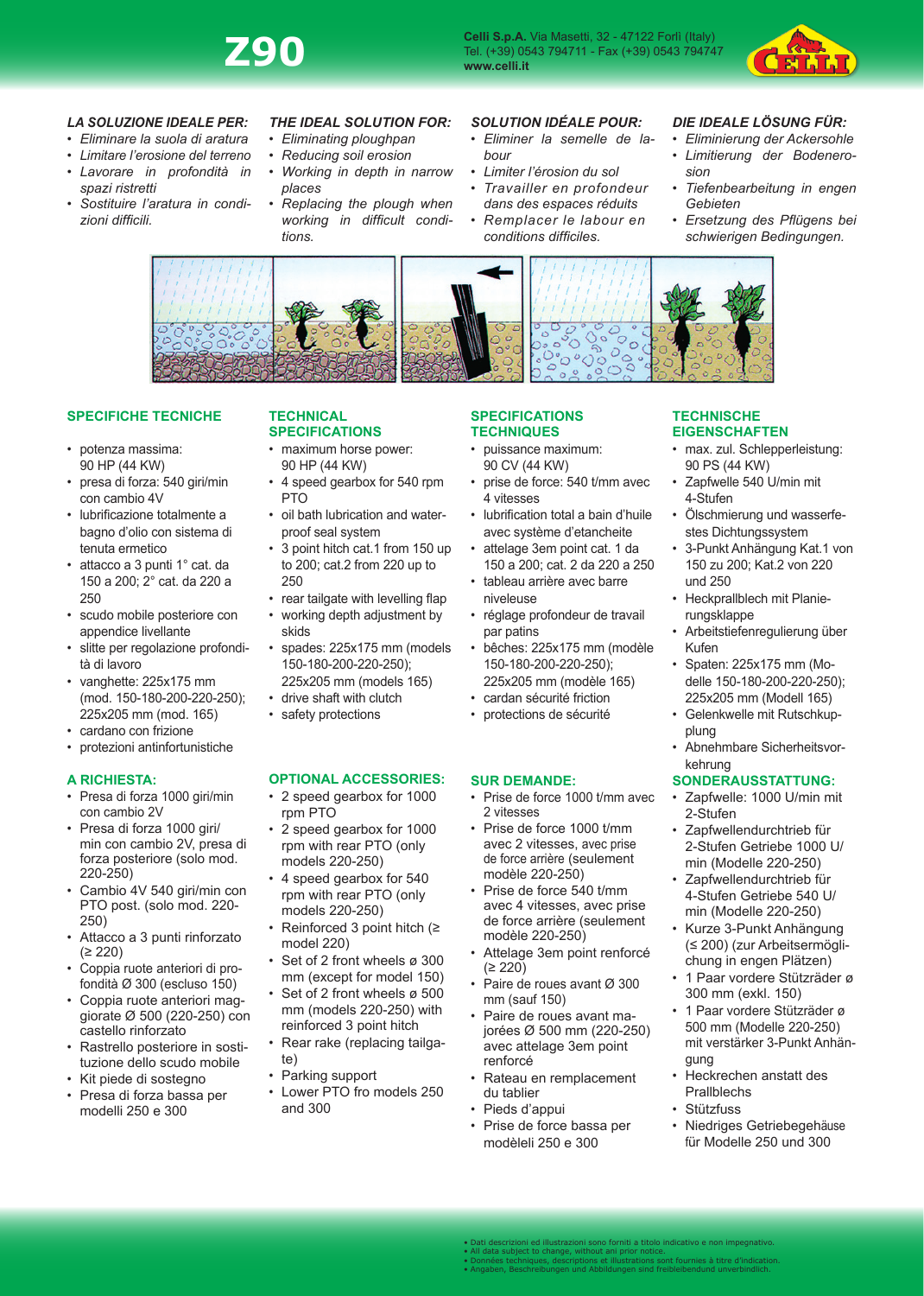# Z90

**Celli S.p.A.** Via Masetti, 32 - 47122 Forlì (Italy)
Tel. (+39) 0543 794711 - Fax (+39) 0543 794747
**www.celli.it**

### *LA SOLUZIONE IDEALE PER:*

- *Eliminare la suola di aratura*
- *Limitare l'erosione del terreno*
- *Lavorare in profondità in spazi ristretti*
- *Sostituire l'aratura in condizioni difficili.*

### *THE IDEAL SOLUTION FOR:*

- *Eliminating ploughpan*
- *Reducing soil erosion*
- *Working in depth in narrow places*
- *Replacing the plough when working in difficult conditions.*

### *SOLUTION IDÉALE POUR:*

- *Eliminer la semelle de labour*
- *Limiter l'érosion du sol*
- *Travailler en profondeur dans des espaces réduits*
- *Remplacer le labour en conditions difficiles.*

### *DIE IDEALE LÖSUNG FÜR:*

- *Eliminierung der Ackersohle*
- *Limitierung der Bodenerosion*
- *Tiefenbearbeitung in engen Gebieten*
- *Ersetzung des Pflügens bei schwierigen Bedingungen.*

## SPECIFICHE TECNICHE

- potenza massima: 90 HP (44 KW)
- presa di forza: 540 giri/min con cambio 4V
- lubrificazione totalmente a bagno d'olio con sistema di tenuta ermetico
- attacco a 3 punti 1° cat. da 150 a 200; 2° cat. da 220 a 250
- scudo mobile posteriore con appendice livellante
- slitte per regolazione profondità di lavoro
- vanghette: 225x175 mm (mod. 150-180-200-220-250); 225x205 mm (mod. 165)
- cardano con frizione
- protezioni antinfortunistiche

## A RICHIESTA:

- Presa di forza 1000 giri/min con cambio 2V
- Presa di forza 1000 giri/min con cambio 2V, presa di forza posteriore (solo mod. 220-250)
- Cambio 4V 540 giri/min con PTO post. (solo mod. 220-250)
- Attacco a 3 punti rinforzato (≥ 220)
- Coppia ruote anteriori di profondità Ø 300 (escluso 150)
- Coppia ruote anteriori maggiorate Ø 500 (220-250) con castello rinforzato
- Rastrello posteriore in sostituzione dello scudo mobile
- Kit piede di sostegno
- Presa di forza bassa per modelli 250 e 300

## TECHNICAL SPECIFICATIONS

- maximum horse power: 90 HP (44 KW)
- 4 speed gearbox for 540 rpm PTO
- oil bath lubrication and waterproof seal system
- 3 point hitch cat.1 from 150 up to 200; cat.2 from 220 up to 250
- rear tailgate with levelling flap
- working depth adjustment by skids
- spades: 225x175 mm (models 150-180-200-220-250); 225x205 mm (models 165)
- drive shaft with clutch
- safety protections

## OPTIONAL ACCESSORIES:

- 2 speed gearbox for 1000 rpm PTO
- 2 speed gearbox for 1000 rpm with rear PTO (only models 220-250)
- 4 speed gearbox for 540 rpm with rear PTO (only models 220-250)
- Reinforced 3 point hitch (≥ model 220)
- Set of 2 front wheels ø 300 mm (except for model 150)
- Set of 2 front wheels ø 500 mm (models 220-250) with reinforced 3 point hitch
- Rear rake (replacing tailgate)
- Parking support
- Lower PTO fro models 250 and 300

## SPECIFICATIONS TECHNIQUES

- puissance maximum: 90 CV (44 KW)
- prise de force: 540 t/mm avec 4 vitesses
- lubrification total a bain d'huile avec système d'etancheite
- attelage 3em point cat. 1 da 150 a 200; cat. 2 da 220 a 250
- tableau arrière avec barre niveleuse
- réglage profondeur de travail par patins
- bêches: 225x175 mm (modèle 150-180-200-220-250); 225x205 mm (modèle 165)
- cardan sécurité friction
- protections de sécurité

## SUR DEMANDE:

- Prise de force 1000 t/mm avec 2 vitesses
- Prise de force 1000 t/mm avec 2 vitesses, avec prise de force arrière (seulement modèle 220-250)
- Prise de force 540 t/mm avec 4 vitesses, avec prise de force arrière (seulement modèle 220-250)
- Attelage 3em point renforcé (≥ 220)
- Paire de roues avant Ø 300 mm (sauf 150)
- Paire de roues avant majorées Ø 500 mm (220-250) avec attelage 3em point renforcé
- Rateau en remplacement du tablier
- Pieds d'appui
- Prise de force bassa per modèleli 250 e 300

## TECHNISCHE EIGENSCHAFTEN

- max. zul. Schlepperleistung: 90 PS (44 KW)
- Zapfwelle 540 U/min mit 4-Stufen
- Ölschmierung und wasserfestes Dichtungssystem
- 3-Punkt Anhängung Kat.1 von 150 zu 200; Kat.2 von 220 und 250
- Heckprallblech mit Planierungsklappe
- Arbeitstiefenregulierung über Kufen
- Spaten: 225x175 mm (Modelle 150-180-200-220-250); 225x205 mm (Modell 165)
- Gelenkwelle mit Rutschkupplung
- Abnehmbare Sicherheitsvorkehrung

## SONDERAUSSTATTUNG:

- Zapfwelle: 1000 U/min mit 2-Stufen
- Zapfwellendurchtrieb für 2-Stufen Getriebe 1000 U/min (Modelle 220-250)
- Zapfwellendurchtrieb für 4-Stufen Getriebe 540 U/min (Modelle 220-250)
- Kurze 3-Punkt Anhängung (≤ 200) (zur Arbeitsermöglichung in engen Plätzen)
- 1 Paar vordere Stützräder ø 300 mm (exkl. 150)
- 1 Paar vordere Stützräder ø 500 mm (Modelle 220-250) mit verstärker 3-Punkt Anhängung
- Heckrechen anstatt des Prallblechs
- Stützfuss
- Niedriges Getriebegehäuse für Modelle 250 und 300

- Dati descrizioni ed illustrazioni sono forniti a titolo indicativo e non impegnativo.
- All data subject to change, without ani prior notice.
- Données techniques, descriptions et illustrations sont fournies à titre d'indication.
- Angaben, Beschreibungen und Abbildungen sind freibleibendund unverbindlich.